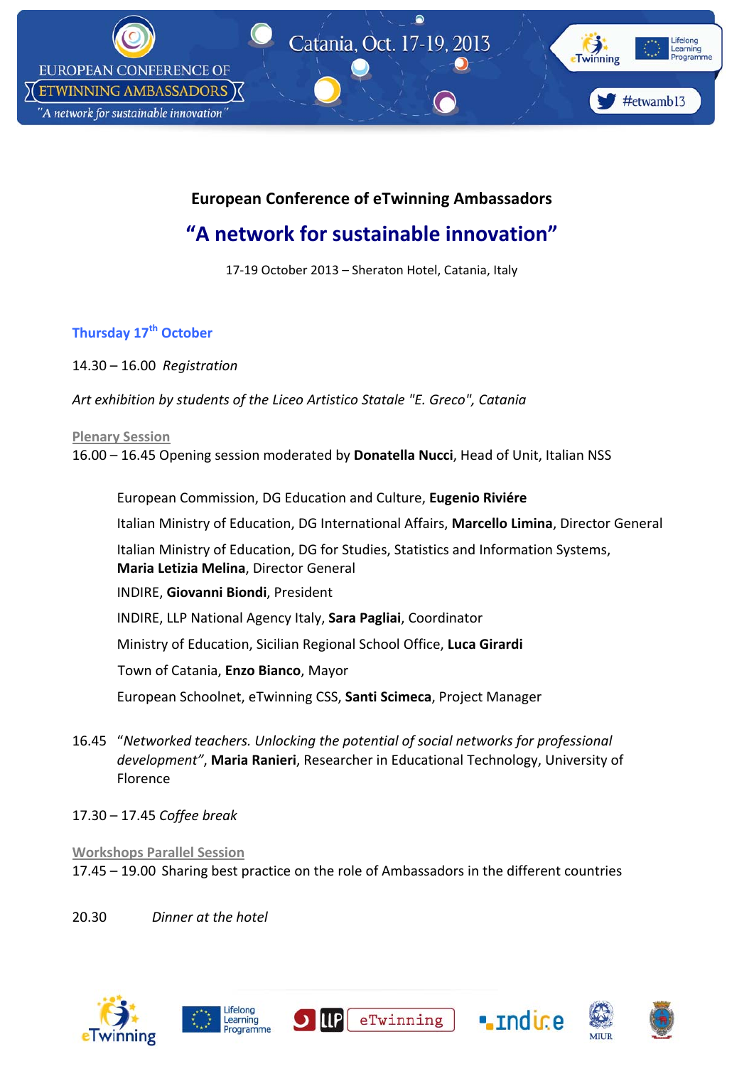# European Conference of eTwinning Ambassadors

## “A network for sustainable innovation”

17-19 October 2013 – Sheraton Hotel, Catania, Italy

### Thursday 17th October

14.30 – 16.00 *Registration*

*Art exhibition by students of the Liceo Artistico Statale "E. Greco", Catania*

**Plenary Session**

16.00 – 16.45 Opening session moderated by **Donatella Nucci**, Head of Unit, Italian NSS

European Commission, DG Education and Culture, **Eugenio Riviére**

Italian Ministry of Education, DG International Affairs, **Marcello Limina**, Director General

Italian Ministry of Education, DG for Studies, Statistics and Information Systems, **Maria Letizia Melina**, Director General

INDIRE, **Giovanni Biondi**, President

INDIRE, LLP National Agency Italy, **Sara Pagliai**, Coordinator

Ministry of Education, Sicilian Regional School Office, **Luca Girardi**

Town of Catania, **Enzo Bianco**, Mayor

European Schoolnet, eTwinning CSS, **Santi Scimeca**, Project Manager

16.45 “*Networked teachers. Unlocking the potential of social networks for professional development*”, **Maria Ranieri**, Researcher in Educational Technology, University of Florence

17.30 – 17.45 *Coffee break*

**Workshops Parallel Session**

17.45 – 19.00 Sharing best practice on the role of Ambassadors in the different countries

20.30 *Dinner at the hotel*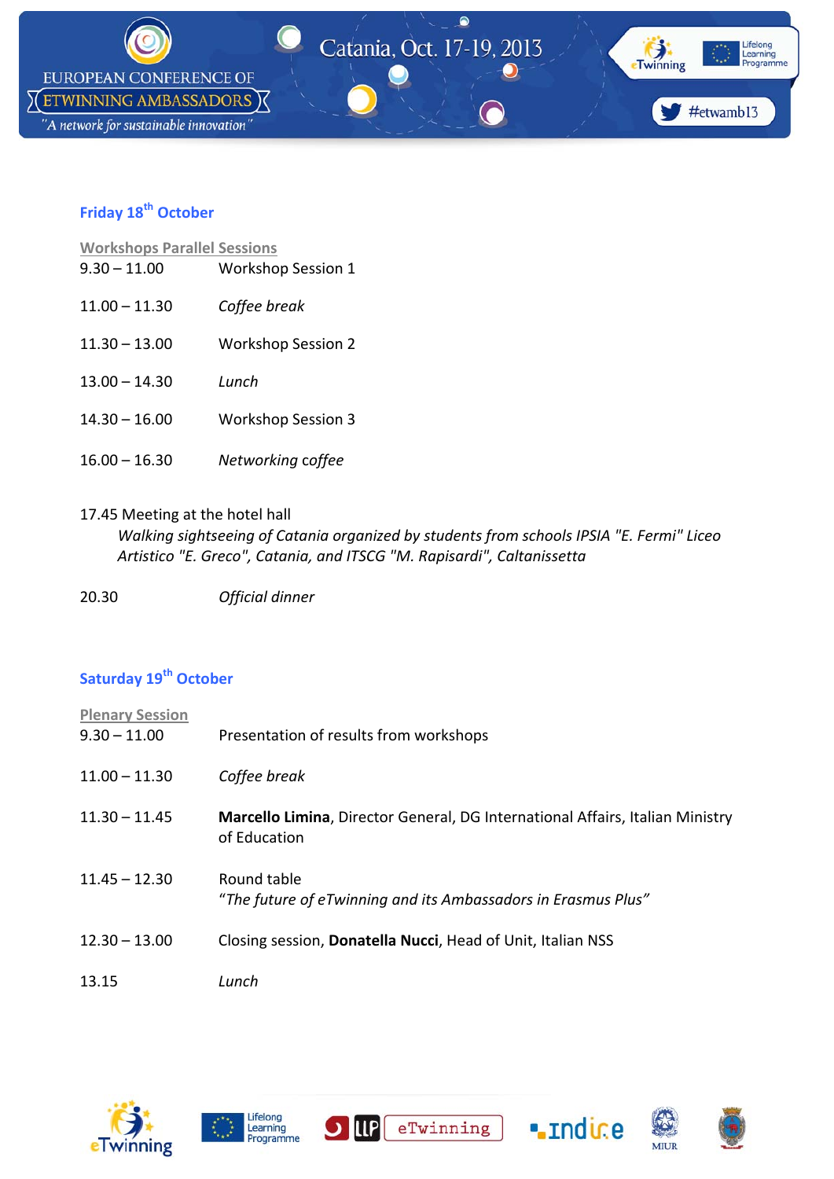## Friday 18th October

Workshops Parallel Sessions

| | |
|---|---|
| 9.30 – 11.00 | Workshop Session 1 |
| 11.00 – 11.30 | *Coffee break* |
| 11.30 – 13.00 | Workshop Session 2 |
| 13.00 – 14.30 | *Lunch* |
| 14.30 – 16.00 | Workshop Session 3 |
| 16.00 – 16.30 | *Networking coffee* |

17.45 Meeting at the hotel hall

*Walking sightseeing of Catania organized by students from schools IPSIA "E. Fermi" Liceo Artistico "E. Greco", Catania, and ITSCG "M. Rapisardi", Caltanissetta*

| | |
|---|---|
| 20.30 | *Official dinner* |

## Saturday 19th October

Plenary Session

| | |
|---|---|
| 9.30 – 11.00 | Presentation of results from workshops |
| 11.00 – 11.30 | *Coffee break* |
| 11.30 – 11.45 | **Marcello Limina**, Director General, DG International Affairs, Italian Ministry of Education |
| 11.45 – 12.30 | Round table *"The future of eTwinning and its Ambassadors in Erasmus Plus"* |
| 12.30 – 13.00 | Closing session, **Donatella Nucci**, Head of Unit, Italian NSS |
| 13.15 | *Lunch* |